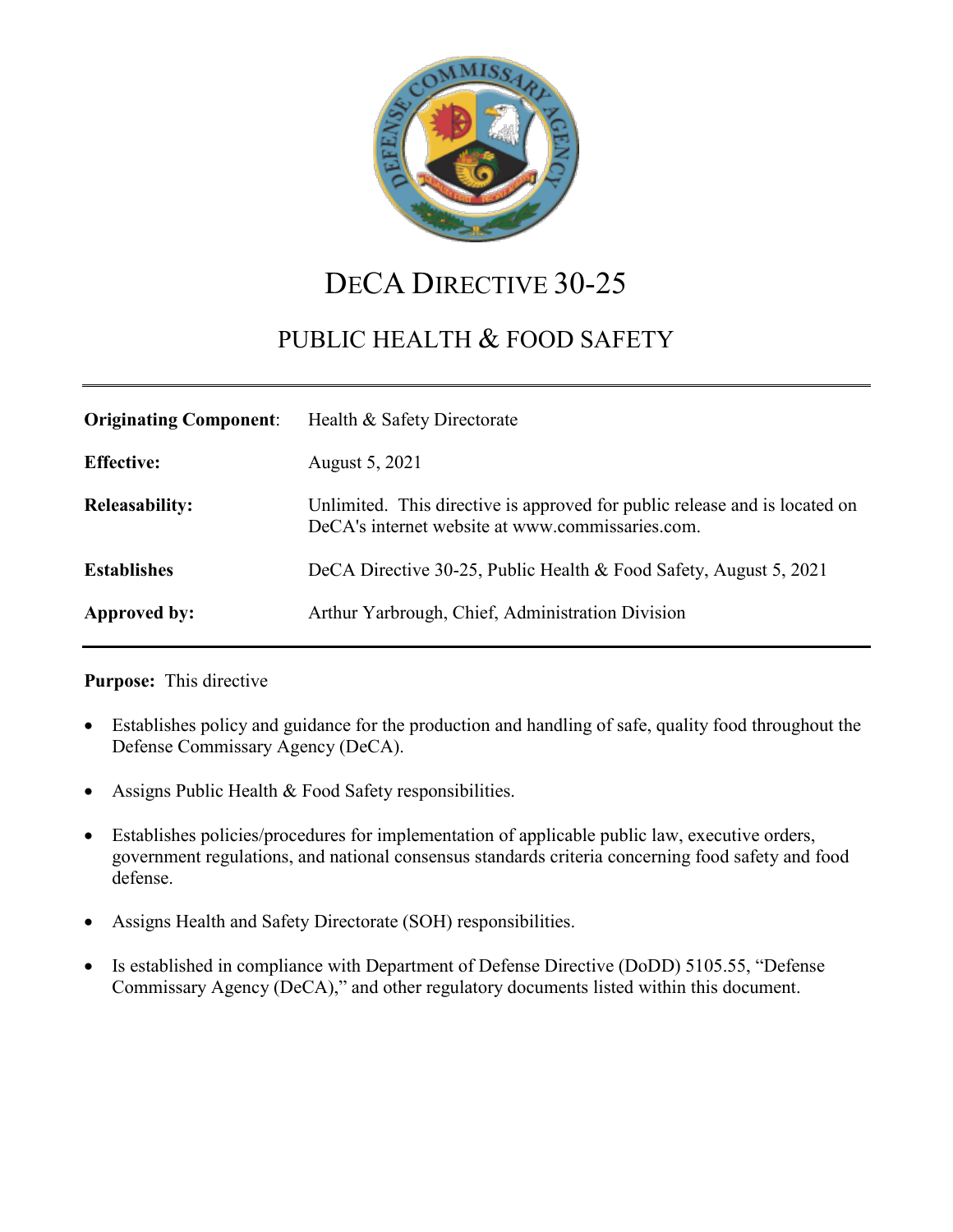# DeCA Directive 30-25

## PUBLIC HEALTH & FOOD SAFETY

| | |
|---|---|
| **Originating Component**: | Health & Safety Directorate |
| **Effective:** | August 5, 2021 |
| **Releasability:** | Unlimited. This directive is approved for public release and is located on DeCA's internet website at www.commissaries.com. |
| **Establishes** | DeCA Directive 30-25, Public Health & Food Safety, August 5, 2021 |
| **Approved by:** | Arthur Yarbrough, Chief, Administration Division |

**Purpose:** This directive

- Establishes policy and guidance for the production and handling of safe, quality food throughout the Defense Commissary Agency (DeCA).
- Assigns Public Health & Food Safety responsibilities.
- Establishes policies/procedures for implementation of applicable public law, executive orders, government regulations, and national consensus standards criteria concerning food safety and food defense.
- Assigns Health and Safety Directorate (SOH) responsibilities.
- Is established in compliance with Department of Defense Directive (DoDD) 5105.55, "Defense Commissary Agency (DeCA)," and other regulatory documents listed within this document.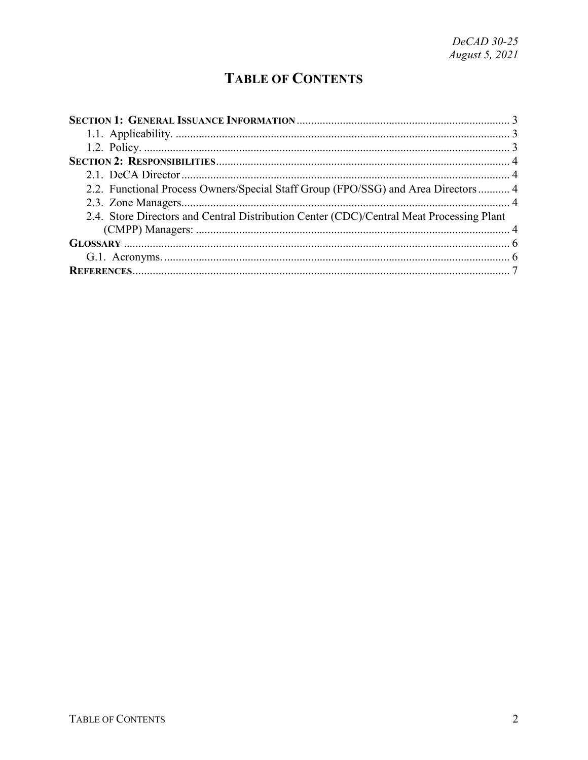# TABLE OF CONTENTS

**SECTION 1: GENERAL ISSUANCE INFORMATION** ..... 3
- 1.1. Applicability. ..... 3
- 1.2. Policy. ..... 3

**SECTION 2: RESPONSIBILITIES** ..... 4
- 2.1. DeCA Director ..... 4
- 2.2. Functional Process Owners/Special Staff Group (FPO/SSG) and Area Directors ..... 4
- 2.3. Zone Managers ..... 4
- 2.4. Store Directors and Central Distribution Center (CDC)/Central Meat Processing Plant (CMPP) Managers: ..... 4

**GLOSSARY** ..... 6
- G.1. Acronyms. ..... 6

**REFERENCES** ..... 7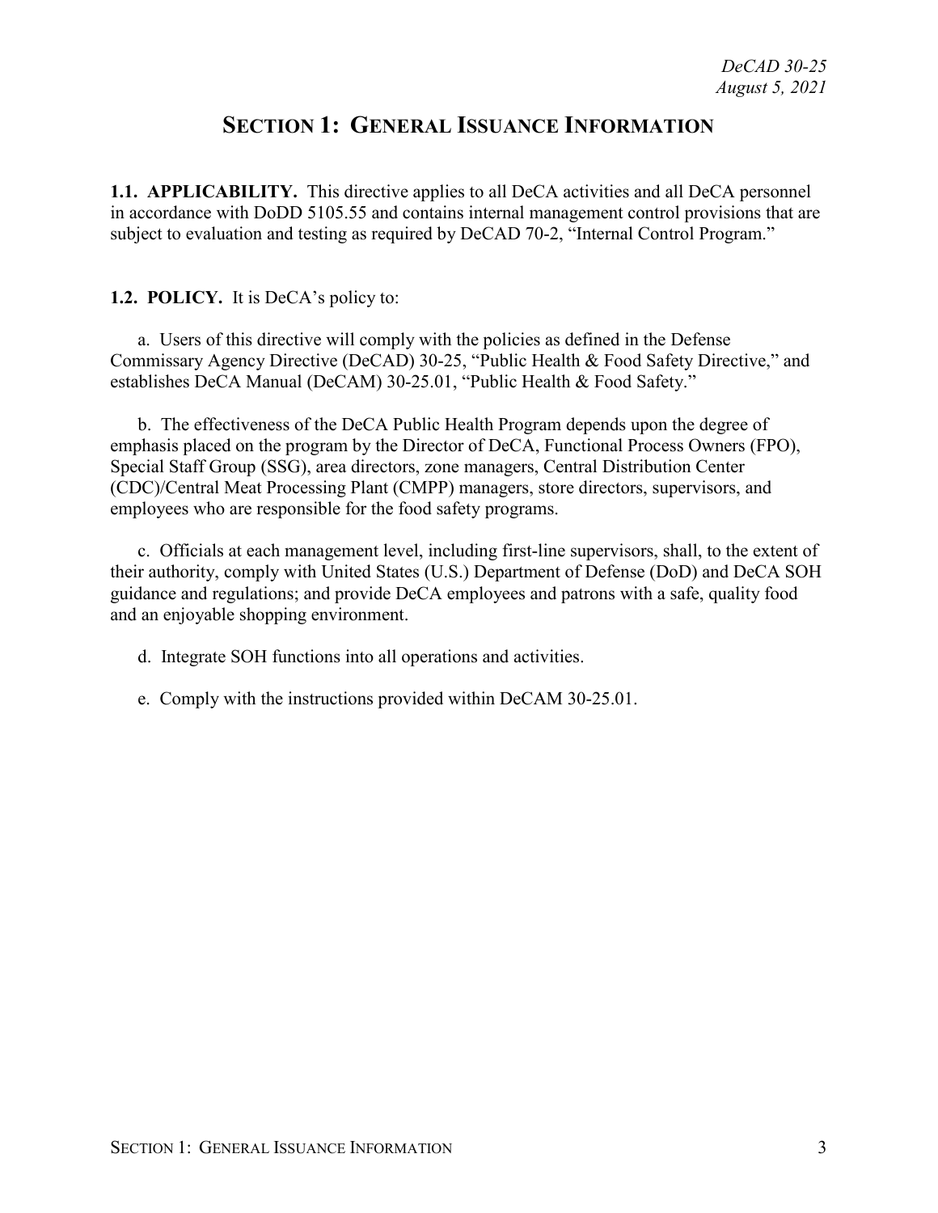# SECTION 1: GENERAL ISSUANCE INFORMATION

**1.1. APPLICABILITY.** This directive applies to all DeCA activities and all DeCA personnel in accordance with DoDD 5105.55 and contains internal management control provisions that are subject to evaluation and testing as required by DeCAD 70-2, "Internal Control Program."

**1.2. POLICY.** It is DeCA's policy to:

a. Users of this directive will comply with the policies as defined in the Defense Commissary Agency Directive (DeCAD) 30-25, "Public Health & Food Safety Directive," and establishes DeCA Manual (DeCAM) 30-25.01, "Public Health & Food Safety."

b. The effectiveness of the DeCA Public Health Program depends upon the degree of emphasis placed on the program by the Director of DeCA, Functional Process Owners (FPO), Special Staff Group (SSG), area directors, zone managers, Central Distribution Center (CDC)/Central Meat Processing Plant (CMPP) managers, store directors, supervisors, and employees who are responsible for the food safety programs.

c. Officials at each management level, including first-line supervisors, shall, to the extent of their authority, comply with United States (U.S.) Department of Defense (DoD) and DeCA SOH guidance and regulations; and provide DeCA employees and patrons with a safe, quality food and an enjoyable shopping environment.

d. Integrate SOH functions into all operations and activities.

e. Comply with the instructions provided within DeCAM 30-25.01.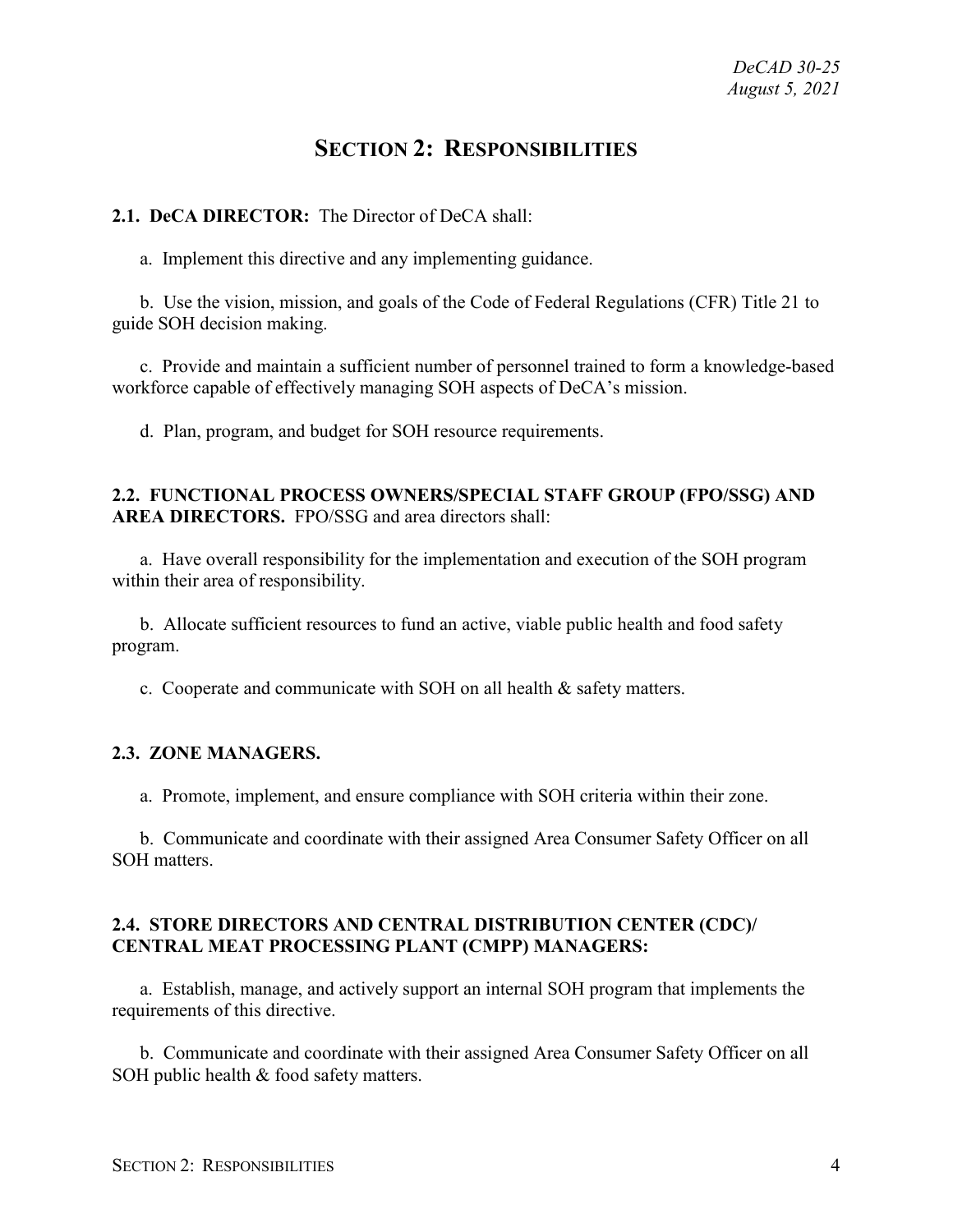# SECTION 2: RESPONSIBILITIES

**2.1. DeCA DIRECTOR:** The Director of DeCA shall:

a. Implement this directive and any implementing guidance.

b. Use the vision, mission, and goals of the Code of Federal Regulations (CFR) Title 21 to guide SOH decision making.

c. Provide and maintain a sufficient number of personnel trained to form a knowledge-based workforce capable of effectively managing SOH aspects of DeCA's mission.

d. Plan, program, and budget for SOH resource requirements.

**2.2. FUNCTIONAL PROCESS OWNERS/SPECIAL STAFF GROUP (FPO/SSG) AND AREA DIRECTORS.** FPO/SSG and area directors shall:

a. Have overall responsibility for the implementation and execution of the SOH program within their area of responsibility.

b. Allocate sufficient resources to fund an active, viable public health and food safety program.

c. Cooperate and communicate with SOH on all health & safety matters.

**2.3. ZONE MANAGERS.**

a. Promote, implement, and ensure compliance with SOH criteria within their zone.

b. Communicate and coordinate with their assigned Area Consumer Safety Officer on all SOH matters.

**2.4. STORE DIRECTORS AND CENTRAL DISTRIBUTION CENTER (CDC)/ CENTRAL MEAT PROCESSING PLANT (CMPP) MANAGERS:**

a. Establish, manage, and actively support an internal SOH program that implements the requirements of this directive.

b. Communicate and coordinate with their assigned Area Consumer Safety Officer on all SOH public health & food safety matters.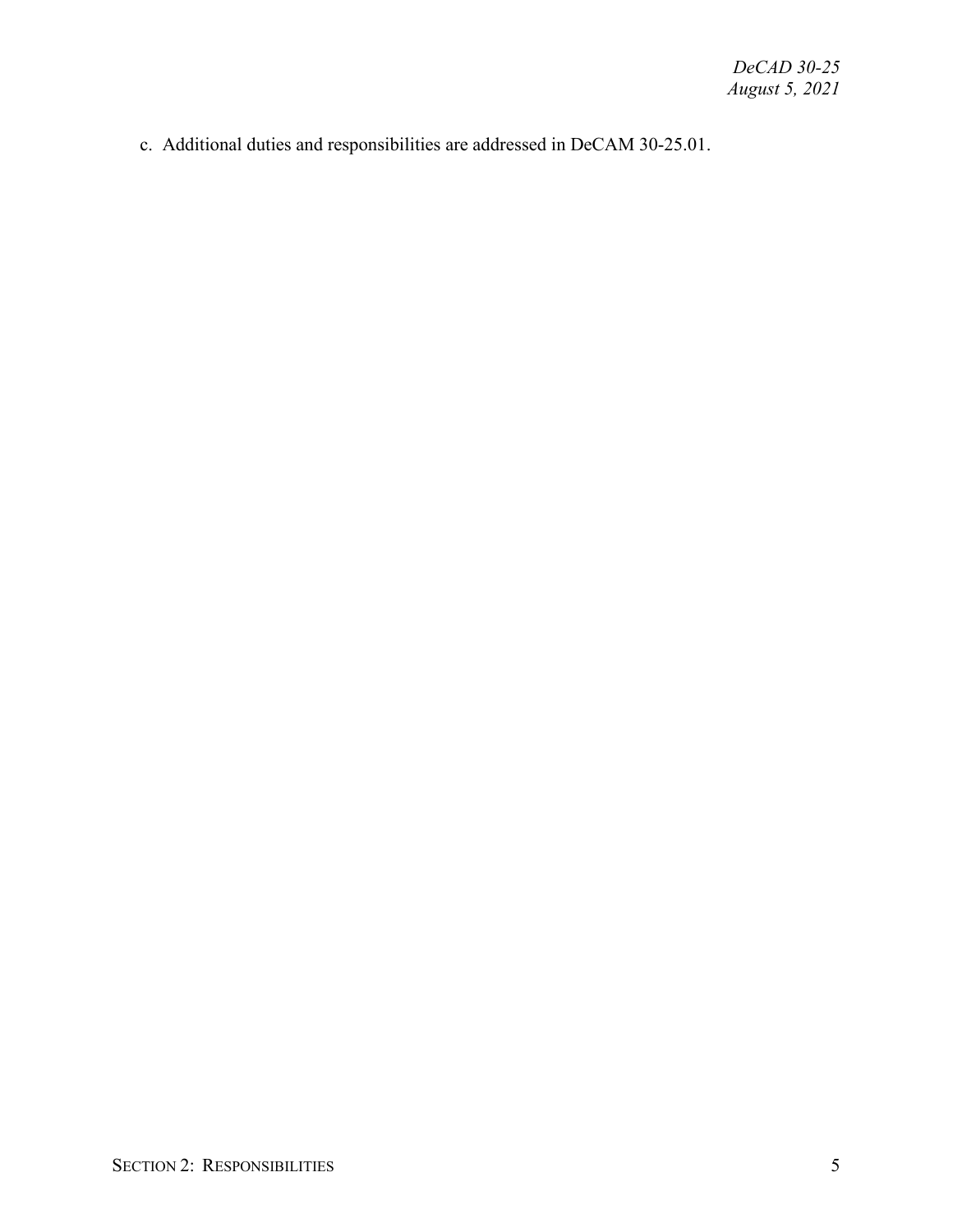c. Additional duties and responsibilities are addressed in DeCAM 30-25.01.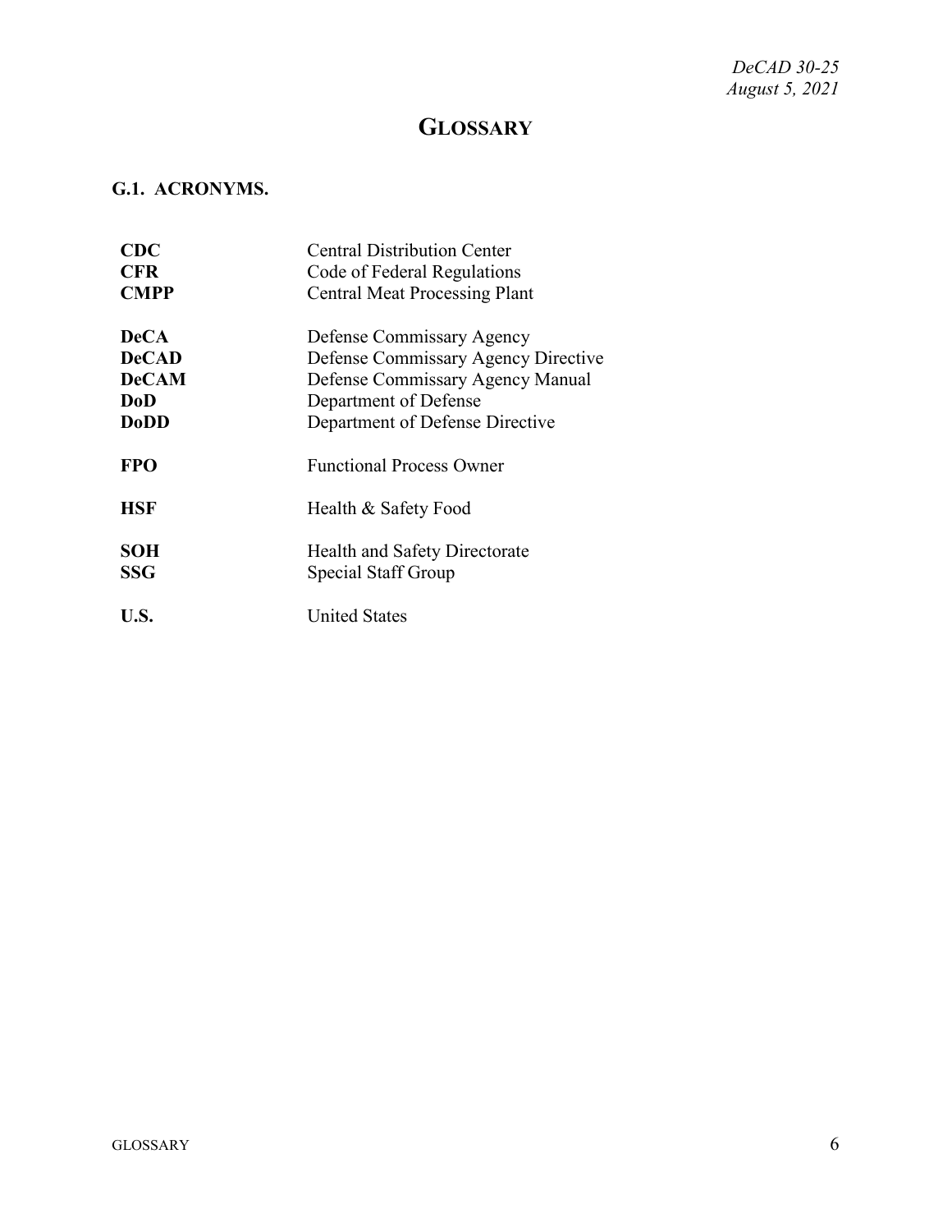# GLOSSARY

## G.1. ACRONYMS.

| | |
|---|---|
| **CDC** | Central Distribution Center |
| **CFR** | Code of Federal Regulations |
| **CMPP** | Central Meat Processing Plant |
| **DeCA** | Defense Commissary Agency |
| **DeCAD** | Defense Commissary Agency Directive |
| **DeCAM** | Defense Commissary Agency Manual |
| **DoD** | Department of Defense |
| **DoDD** | Department of Defense Directive |
| **FPO** | Functional Process Owner |
| **HSF** | Health & Safety Food |
| **SOH** | Health and Safety Directorate |
| **SSG** | Special Staff Group |
| **U.S.** | United States |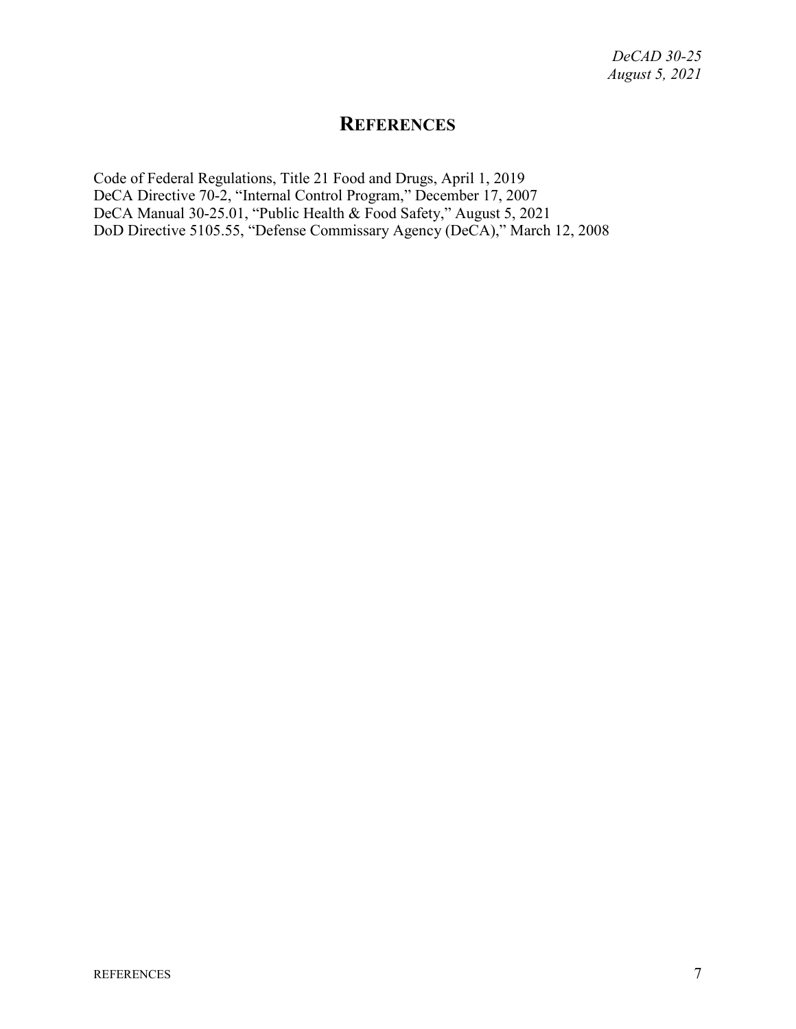# REFERENCES

Code of Federal Regulations, Title 21 Food and Drugs, April 1, 2019
DeCA Directive 70-2, "Internal Control Program," December 17, 2007
DeCA Manual 30-25.01, "Public Health & Food Safety," August 5, 2021
DoD Directive 5105.55, "Defense Commissary Agency (DeCA)," March 12, 2008